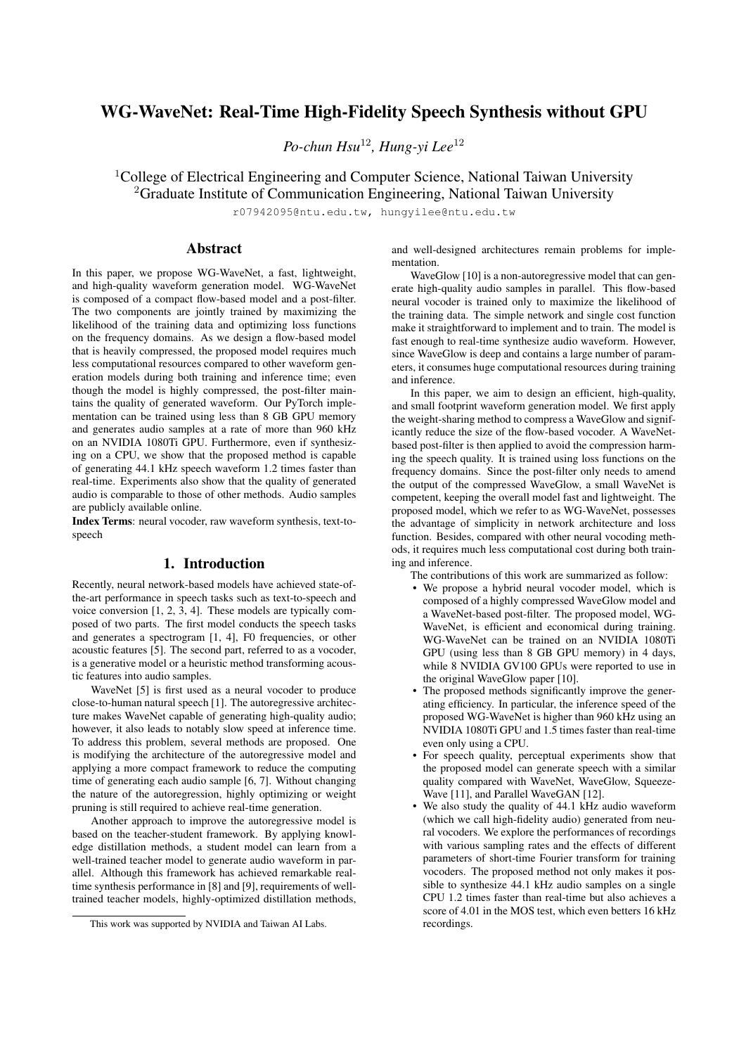# WG-WaveNet: Real-Time High-Fidelity Speech Synthesis without GPU

*Po-chun Hsu*[1,2], *Hung-yi Lee*[1,2]

[1]College of Electrical Engineering and Computer Science, National Taiwan University
[2]Graduate Institute of Communication Engineering, National Taiwan University

r07942095@ntu.edu.tw, hungyilee@ntu.edu.tw

## Abstract

In this paper, we propose WG-WaveNet, a fast, lightweight, and high-quality waveform generation model. WG-WaveNet is composed of a compact flow-based model and a post-filter. The two components are jointly trained by maximizing the likelihood of the training data and optimizing loss functions on the frequency domains. As we design a flow-based model that is heavily compressed, the proposed model requires much less computational resources compared to other waveform generation models during both training and inference time; even though the model is highly compressed, the post-filter maintains the quality of generated waveform. Our PyTorch implementation can be trained using less than 8 GB GPU memory and generates audio samples at a rate of more than 960 kHz on an NVIDIA 1080Ti GPU. Furthermore, even if synthesizing on a CPU, we show that the proposed method is capable of generating 44.1 kHz speech waveform 1.2 times faster than real-time. Experiments also show that the quality of generated audio is comparable to those of other methods. Audio samples are publicly available online.

**Index Terms**: neural vocoder, raw waveform synthesis, text-to-speech

## 1. Introduction

Recently, neural network-based models have achieved state-of-the-art performance in speech tasks such as text-to-speech and voice conversion [1, 2, 3, 4]. These models are typically composed of two parts. The first model conducts the speech tasks and generates a spectrogram [1, 4], F0 frequencies, or other acoustic features [5]. The second part, referred to as a vocoder, is a generative model or a heuristic method transforming acoustic features into audio samples.

WaveNet [5] is first used as a neural vocoder to produce close-to-human natural speech [1]. The autoregressive architecture makes WaveNet capable of generating high-quality audio; however, it also leads to notably slow speed at inference time. To address this problem, several methods are proposed. One is modifying the architecture of the autoregressive model and applying a more compact framework to reduce the computing time of generating each audio sample [6, 7]. Without changing the nature of the autoregression, highly optimizing or weight pruning is still required to achieve real-time generation.

Another approach to improve the autoregressive model is based on the teacher-student framework. By applying knowledge distillation methods, a student model can learn from a well-trained teacher model to generate audio waveform in parallel. Although this framework has achieved remarkable real-time synthesis performance in [8] and [9], requirements of well-trained teacher models, highly-optimized distillation methods, and well-designed architectures remain problems for implementation.

WaveGlow [10] is a non-autoregressive model that can generate high-quality audio samples in parallel. This flow-based neural vocoder is trained only to maximize the likelihood of the training data. The simple network and single cost function make it straightforward to implement and to train. The model is fast enough to real-time synthesize audio waveform. However, since WaveGlow is deep and contains a large number of parameters, it consumes huge computational resources during training and inference.

In this paper, we aim to design an efficient, high-quality, and small footprint waveform generation model. We first apply the weight-sharing method to compress a WaveGlow and significantly reduce the size of the flow-based vocoder. A WaveNet-based post-filter is then applied to avoid the compression harming the speech quality. It is trained using loss functions on the frequency domains. Since the post-filter only needs to amend the output of the compressed WaveGlow, a small WaveNet is competent, keeping the overall model fast and lightweight. The proposed model, which we refer to as WG-WaveNet, possesses the advantage of simplicity in network architecture and loss function. Besides, compared with other neural vocoding methods, it requires much less computational cost during both training and inference.

The contributions of this work are summarized as follow:

- We propose a hybrid neural vocoder model, which is composed of a highly compressed WaveGlow model and a WaveNet-based post-filter. The proposed model, WG-WaveNet, is efficient and economical during training. WG-WaveNet can be trained on an NVIDIA 1080Ti GPU (using less than 8 GB GPU memory) in 4 days, while 8 NVIDIA GV100 GPUs were reported to use in the original WaveGlow paper [10].
- The proposed methods significantly improve the generating efficiency. In particular, the inference speed of the proposed WG-WaveNet is higher than 960 kHz using an NVIDIA 1080Ti GPU and 1.5 times faster than real-time even only using a CPU.
- For speech quality, perceptual experiments show that the proposed model can generate speech with a similar quality compared with WaveNet, WaveGlow, Squeeze-Wave [11], and Parallel WaveGAN [12].
- We also study the quality of 44.1 kHz audio waveform (which we call high-fidelity audio) generated from neural vocoders. We explore the performances of recordings with various sampling rates and the effects of different parameters of short-time Fourier transform for training vocoders. The proposed method not only makes it possible to synthesize 44.1 kHz audio samples on a single CPU 1.2 times faster than real-time but also achieves a score of 4.01 in the MOS test, which even betters 16 kHz recordings.

This work was supported by NVIDIA and Taiwan AI Labs.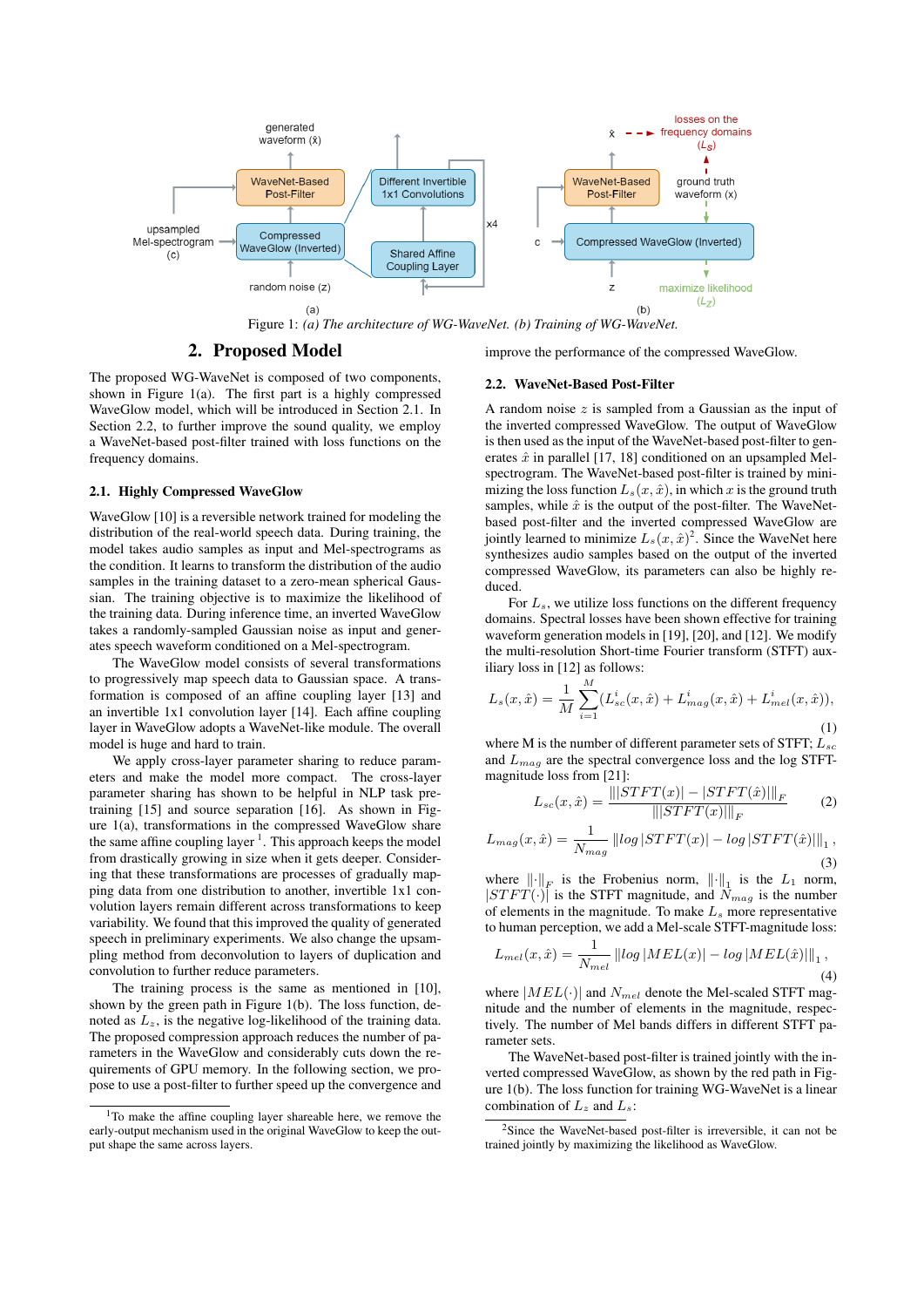Figure 1: *(a) The architecture of WG-WaveNet. (b) Training of WG-WaveNet.*

## 2. Proposed Model

The proposed WG-WaveNet is composed of two components, shown in Figure 1(a). The first part is a highly compressed WaveGlow model, which will be introduced in Section 2.1. In Section 2.2, to further improve the sound quality, we employ a WaveNet-based post-filter trained with loss functions on the frequency domains.

### 2.1. Highly Compressed WaveGlow

WaveGlow [10] is a reversible network trained for modeling the distribution of the real-world speech data. During training, the model takes audio samples as input and Mel-spectrograms as the condition. It learns to transform the distribution of the audio samples in the training dataset to a zero-mean spherical Gaussian. The training objective is to maximize the likelihood of the training data. During inference time, an inverted WaveGlow takes a randomly-sampled Gaussian noise as input and generates speech waveform conditioned on a Mel-spectrogram.

The WaveGlow model consists of several transformations to progressively map speech data to Gaussian space. A transformation is composed of an affine coupling layer [13] and an invertible 1x1 convolution layer [14]. Each affine coupling layer in WaveGlow adopts a WaveNet-like module. The overall model is huge and hard to train.

We apply cross-layer parameter sharing to reduce parameters and make the model more compact. The cross-layer parameter sharing has shown to be helpful in NLP task pretraining [15] and source separation [16]. As shown in Figure 1(a), transformations in the compressed WaveGlow share the same affine coupling layer [1]. This approach keeps the model from drastically growing in size when it gets deeper. Considering that these transformations are processes of gradually mapping data from one distribution to another, invertible 1x1 convolution layers remain different across transformations to keep variability. We found that this improved the quality of generated speech in preliminary experiments. We also change the upsampling method from deconvolution to layers of duplication and convolution to further reduce parameters.

The training process is the same as mentioned in [10], shown by the green path in Figure 1(b). The loss function, denoted as $L_z$, is the negative log-likelihood of the training data. The proposed compression approach reduces the number of parameters in the WaveGlow and considerably cuts down the requirements of GPU memory. In the following section, we propose to use a post-filter to further speed up the convergence and improve the performance of the compressed WaveGlow.

[1] To make the affine coupling layer shareable here, we remove the early-output mechanism used in the original WaveGlow to keep the output shape the same across layers.

### 2.2. WaveNet-Based Post-Filter

A random noise $z$ is sampled from a Gaussian as the input of the inverted compressed WaveGlow. The output of WaveGlow is then used as the input of the WaveNet-based post-filter to generates $\hat{x}$ in parallel [17, 18] conditioned on an upsampled Mel-spectrogram. The WaveNet-based post-filter is trained by minimizing the loss function $L_s(x, \hat{x})$, in which $x$ is the ground truth samples, while $\hat{x}$ is the output of the post-filter. The WaveNet-based post-filter and the inverted compressed WaveGlow are jointly learned to minimize $L_s(x, \hat{x})$[2]. Since the WaveNet here synthesizes audio samples based on the output of the inverted compressed WaveGlow, its parameters can also be highly reduced.

For $L_s$, we utilize loss functions on the different frequency domains. Spectral losses have been shown effective for training waveform generation models in [19], [20], and [12]. We modify the multi-resolution Short-time Fourier transform (STFT) auxiliary loss in [12] as follows:

$$L_s(x, \hat{x}) = \frac{1}{M}\sum_{i=1}^{M}(L_{sc}^i(x, \hat{x}) + L_{mag}^i(x, \hat{x}) + L_{mel}^i(x, \hat{x})), \tag{1}$$

where M is the number of different parameter sets of STFT; $L_{sc}$ and $L_{mag}$ are the spectral convergence loss and the log STFT-magnitude loss from [21]:

$$L_{sc}(x, \hat{x}) = \frac{\| |STFT(x)| - |STFT(\hat{x})| \|_F}{\| |STFT(x)| \|_F} \tag{2}$$

$$L_{mag}(x, \hat{x}) = \frac{1}{N_{mag}} \| log\,|STFT(x)| - log\,|STFT(\hat{x})| \|_1, \tag{3}$$

where $\|\cdot\|_F$ is the Frobenius norm, $\|\cdot\|_1$ is the $L_1$ norm, $|STFT(\cdot)|$ is the STFT magnitude, and $N_{mag}$ is the number of elements in the magnitude. To make $L_s$ more representative to human perception, we add a Mel-scale STFT-magnitude loss:

$$L_{mel}(x, \hat{x}) = \frac{1}{N_{mel}} \| log\,|MEL(x)| - log\,|MEL(\hat{x})| \|_1, \tag{4}$$

where $|MEL(\cdot)|$ and $N_{mel}$ denote the Mel-scaled STFT magnitude and the number of elements in the magnitude, respectively. The number of Mel bands differs in different STFT parameter sets.

The WaveNet-based post-filter is trained jointly with the inverted compressed WaveGlow, as shown by the red path in Figure 1(b). The loss function for training WG-WaveNet is a linear combination of $L_z$ and $L_s$:

[2] Since the WaveNet-based post-filter is irreversible, it can not be trained jointly by maximizing the likelihood as WaveGlow.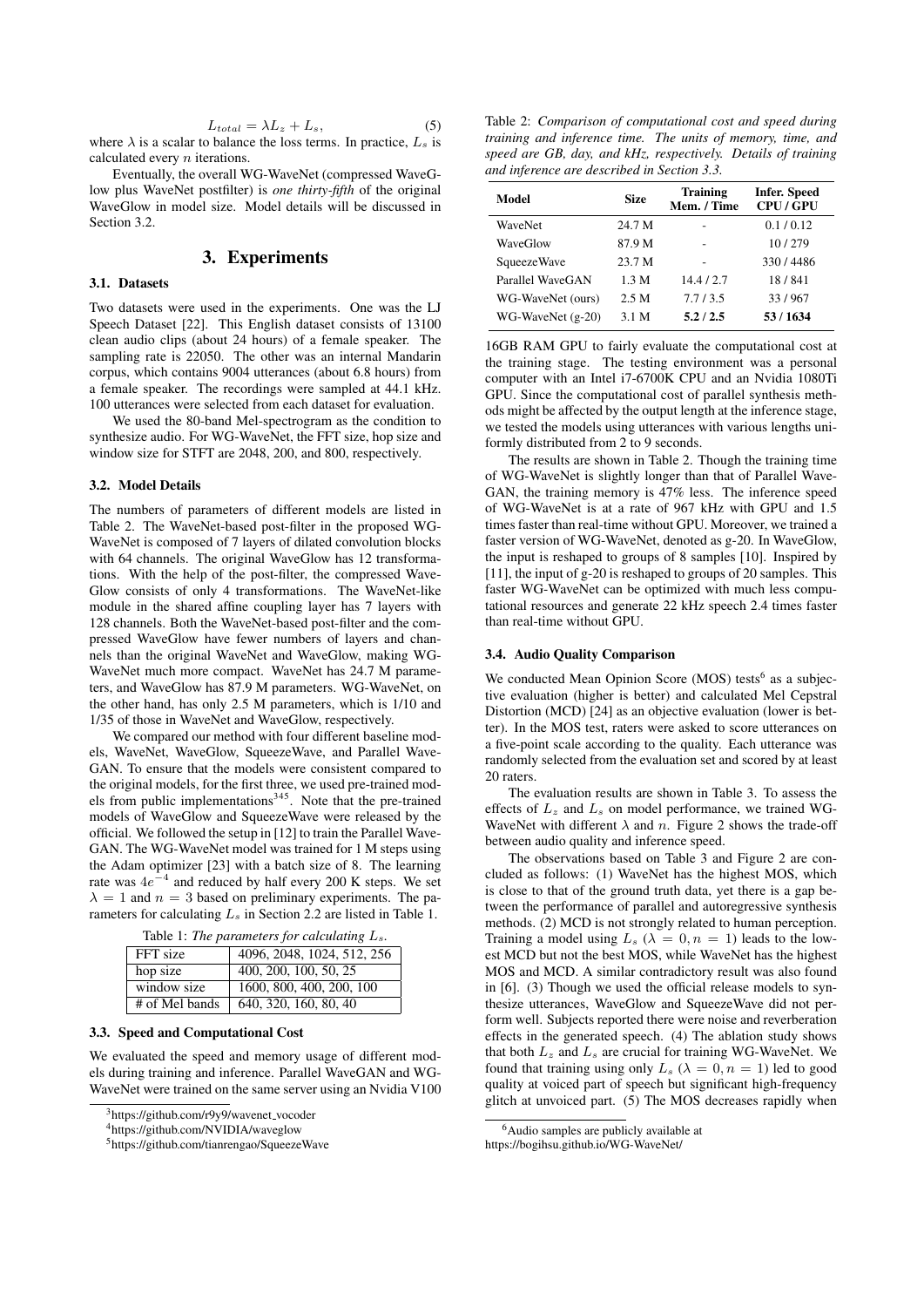$$L_{total} = \lambda L_z + L_s, \tag{5}$$

where $\lambda$ is a scalar to balance the loss terms. In practice, $L_s$ is calculated every $n$ iterations.

Eventually, the overall WG-WaveNet (compressed WaveGlow plus WaveNet postfilter) is *one thirty-fifth* of the original WaveGlow in model size. Model details will be discussed in Section 3.2.

# 3. Experiments

## 3.1. Datasets

Two datasets were used in the experiments. One was the LJ Speech Dataset [22]. This English dataset consists of 13100 clean audio clips (about 24 hours) of a female speaker. The sampling rate is 22050. The other was an internal Mandarin corpus, which contains 9004 utterances (about 6.8 hours) from a female speaker. The recordings were sampled at 44.1 kHz. 100 utterances were selected from each dataset for evaluation.

We used the 80-band Mel-spectrogram as the condition to synthesize audio. For WG-WaveNet, the FFT size, hop size and window size for STFT are 2048, 200, and 800, respectively.

## 3.2. Model Details

The numbers of parameters of different models are listed in Table 2. The WaveNet-based post-filter in the proposed WG-WaveNet is composed of 7 layers of dilated convolution blocks with 64 channels. The original WaveGlow has 12 transformations. With the help of the post-filter, the compressed WaveGlow consists of only 4 transformations. The WaveNet-like module in the shared affine coupling layer has 7 layers with 128 channels. Both the WaveNet-based post-filter and the compressed WaveGlow have fewer numbers of layers and channels than the original WaveNet and WaveGlow, making WG-WaveNet much more compact. WaveNet has 24.7 M parameters, and WaveGlow has 87.9 M parameters. WG-WaveNet, on the other hand, has only 2.5 M parameters, which is 1/10 and 1/35 of those in WaveNet and WaveGlow, respectively.

We compared our method with four different baseline models, WaveNet, WaveGlow, SqueezeWave, and Parallel WaveGAN. To ensure that the models were consistent compared to the original models, for the first three, we used pre-trained models from public implementations[3][4][5]. Note that the pre-trained models of WaveGlow and SqueezeWave were released by the official. We followed the setup in [12] to train the Parallel WaveGAN. The WG-WaveNet model was trained for 1 M steps using the Adam optimizer [23] with a batch size of 8. The learning rate was $4e^{-4}$ and reduced by half every 200 K steps. We set $\lambda = 1$ and $n = 3$ based on preliminary experiments. The parameters for calculating $L_s$ in Section 2.2 are listed in Table 1.

Table 1: *The parameters for calculating $L_s$.*

| | |
|---|---|
| FFT size | 4096, 2048, 1024, 512, 256 |
| hop size | 400, 200, 100, 50, 25 |
| window size | 1600, 800, 400, 200, 100 |
| # of Mel bands | 640, 320, 160, 80, 40 |

## 3.3. Speed and Computational Cost

We evaluated the speed and memory usage of different models during training and inference. Parallel WaveGAN and WG-WaveNet were trained on the same server using an Nvidia V100 16GB RAM GPU to fairly evaluate the computational cost at the training stage. The testing environment was a personal computer with an Intel i7-6700K CPU and an Nvidia 1080Ti GPU. Since the computational cost of parallel synthesis methods might be affected by the output length at the inference stage, we tested the models using utterances with various lengths uniformly distributed from 2 to 9 seconds.

Table 2: *Comparison of computational cost and speed during training and inference time. The units of memory, time, and speed are GB, day, and kHz, respectively. Details of training and inference are described in Section 3.3.*

| Model | Size | Training Mem. / Time | Infer. Speed CPU / GPU |
|---|---|---|---|
| WaveNet | 24.7 M | - | 0.1 / 0.12 |
| WaveGlow | 87.9 M | - | 10 / 279 |
| SqueezeWave | 23.7 M | - | 330 / 4486 |
| Parallel WaveGAN | 1.3 M | 14.4 / 2.7 | 18 / 841 |
| WG-WaveNet (ours) | 2.5 M | 7.7 / 3.5 | 33 / 967 |
| WG-WaveNet (g-20) | 3.1 M | **5.2 / 2.5** | **53 / 1634** |

The results are shown in Table 2. Though the training time of WG-WaveNet is slightly longer than that of Parallel WaveGAN, the training memory is 47% less. The inference speed of WG-WaveNet is at a rate of 967 kHz with GPU and 1.5 times faster than real-time without GPU. Moreover, we trained a faster version of WG-WaveNet, denoted as g-20. In WaveGlow, the input is reshaped to groups of 8 samples [10]. Inspired by [11], the input of g-20 is reshaped to groups of 20 samples. This faster WG-WaveNet can be optimized with much less computational resources and generate 22 kHz speech 2.4 times faster than real-time without GPU.

## 3.4. Audio Quality Comparison

We conducted Mean Opinion Score (MOS) tests[6] as a subjective evaluation (higher is better) and calculated Mel Cepstral Distortion (MCD) [24] as an objective evaluation (lower is better). In the MOS test, raters were asked to score utterances on a five-point scale according to the quality. Each utterance was randomly selected from the evaluation set and scored by at least 20 raters.

The evaluation results are shown in Table 3. To assess the effects of $L_z$ and $L_s$ on model performance, we trained WG-WaveNet with different $\lambda$ and $n$. Figure 2 shows the trade-off between audio quality and inference speed.

The observations based on Table 3 and Figure 2 are concluded as follows: (1) WaveNet has the highest MOS, which is close to that of the ground truth data, yet there is a gap between the performance of parallel and autoregressive synthesis methods. (2) MCD is not strongly related to human perception. Training a model using $L_s$ ($\lambda = 0, n = 1$) leads to the lowest MCD but not the best MOS, while WaveNet has the highest MOS and MCD. A similar contradictory result was also found in [6]. (3) Though we used the official release models to synthesize utterances, WaveGlow and SqueezeWave did not perform well. Subjects reported there were noise and reverberation effects in the generated speech. (4) The ablation study shows that both $L_z$ and $L_s$ are crucial for training WG-WaveNet. We found that training using only $L_s$ ($\lambda = 0, n = 1$) led to good quality at voiced part of speech but significant high-frequency glitch at unvoiced part. (5) The MOS decreases rapidly when

[3] https://github.com/r9y9/wavenet_vocoder

[4] https://github.com/NVIDIA/waveglow

[5] https://github.com/tianrengao/SqueezeWave

[6] Audio samples are publicly available at https://bogihsu.github.io/WG-WaveNet/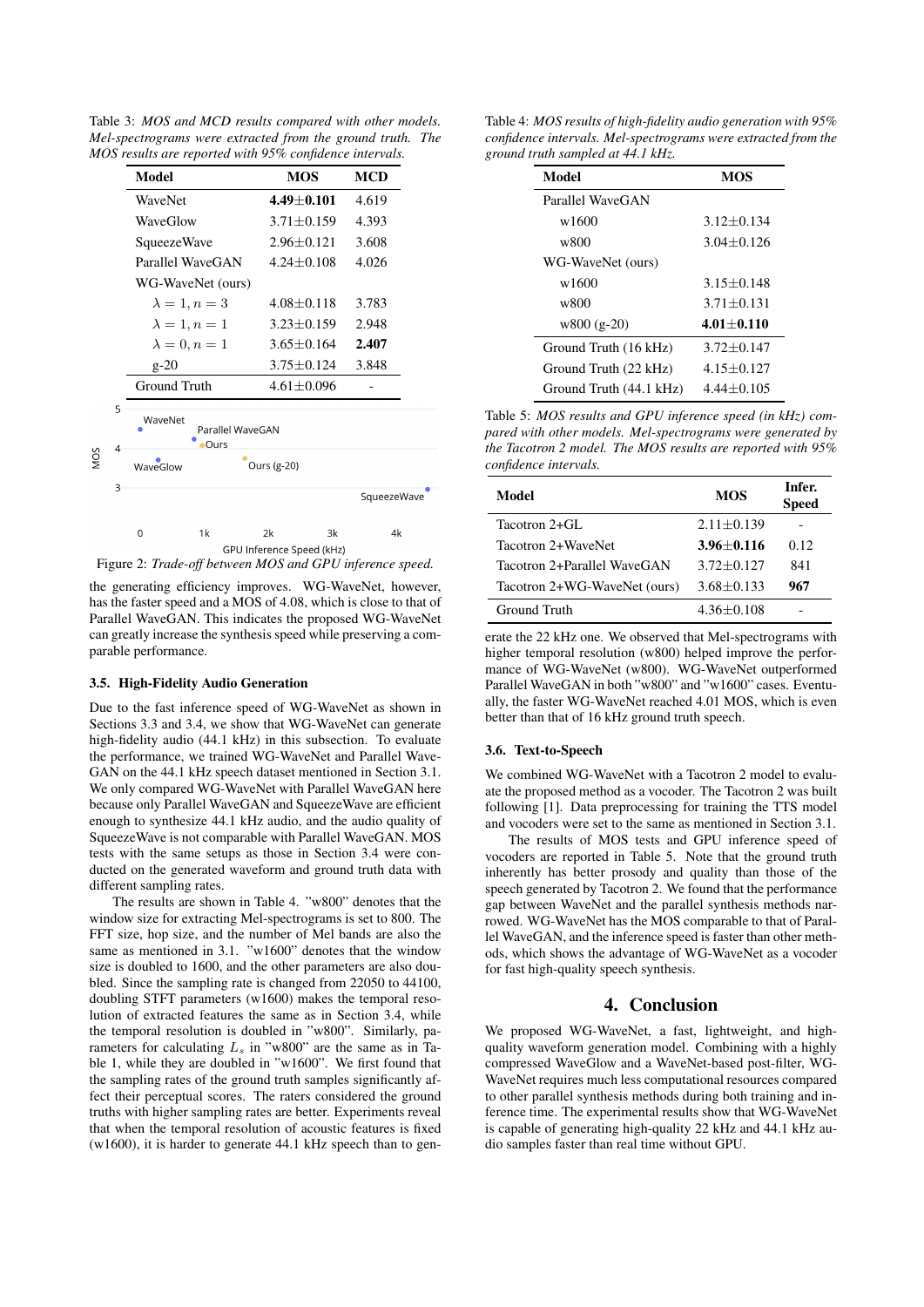Table 3: *MOS and MCD results compared with other models. Mel-spectrograms were extracted from the ground truth. The MOS results are reported with 95% confidence intervals.*

| Model | MOS | MCD |
|---|---|---|
| WaveNet | **4.49±0.101** | 4.619 |
| WaveGlow | 3.71±0.159 | 4.393 |
| SqueezeWave | 2.96±0.121 | 3.608 |
| Parallel WaveGAN | 4.24±0.108 | 4.026 |
| WG-WaveNet (ours) | | |
| $\lambda = 1, n = 3$ | 4.08±0.118 | 3.783 |
| $\lambda = 1, n = 1$ | 3.23±0.159 | 2.948 |
| $\lambda = 0, n = 1$ | 3.65±0.164 | **2.407** |
| g-20 | 3.75±0.124 | 3.848 |
| Ground Truth | 4.61±0.096 | - |

Figure 2: *Trade-off between MOS and GPU inference speed.*

the generating efficiency improves. WG-WaveNet, however, has the faster speed and a MOS of 4.08, which is close to that of Parallel WaveGAN. This indicates the proposed WG-WaveNet can greatly increase the synthesis speed while preserving a comparable performance.

### 3.5. High-Fidelity Audio Generation

Due to the fast inference speed of WG-WaveNet as shown in Sections 3.3 and 3.4, we show that WG-WaveNet can generate high-fidelity audio (44.1 kHz) in this subsection. To evaluate the performance, we trained WG-WaveNet and Parallel WaveGAN on the 44.1 kHz speech dataset mentioned in Section 3.1. We only compared WG-WaveNet with Parallel WaveGAN here because only Parallel WaveGAN and SqueezeWave are efficient enough to synthesize 44.1 kHz audio, and the audio quality of SqueezeWave is not comparable with Parallel WaveGAN. MOS tests with the same setups as those in Section 3.4 were conducted on the generated waveform and ground truth data with different sampling rates.

The results are shown in Table 4. "w800" denotes that the window size for extracting Mel-spectrograms is set to 800. The FFT size, hop size, and the number of Mel bands are also the same as mentioned in 3.1. "w1600" denotes that the window size is doubled to 1600, and the other parameters are also doubled. Since the sampling rate is changed from 22050 to 44100, doubling STFT parameters (w1600) makes the temporal resolution of extracted features the same as in Section 3.4, while the temporal resolution is doubled in "w800". Similarly, parameters for calculating $L_s$ in "w800" are the same as in Table 1, while they are doubled in "w1600". We first found that the sampling rates of the ground truth samples significantly affect their perceptual scores. The raters considered the ground truths with higher sampling rates are better. Experiments reveal that when the temporal resolution of acoustic features is fixed (w1600), it is harder to generate 44.1 kHz speech than to generate the 22 kHz one. We observed that Mel-spectrograms with higher temporal resolution (w800) helped improve the performance of WG-WaveNet (w800). WG-WaveNet outperformed Parallel WaveGAN in both "w800" and "w1600" cases. Eventually, the faster WG-WaveNet reached 4.01 MOS, which is even better than that of 16 kHz ground truth speech.

Table 4: *MOS results of high-fidelity audio generation with 95% confidence intervals. Mel-spectrograms were extracted from the ground truth sampled at 44.1 kHz.*

| Model | MOS |
|---|---|
| Parallel WaveGAN | |
| w1600 | 3.12±0.134 |
| w800 | 3.04±0.126 |
| WG-WaveNet (ours) | |
| w1600 | 3.15±0.148 |
| w800 | 3.71±0.131 |
| w800 (g-20) | **4.01±0.110** |
| Ground Truth (16 kHz) | 3.72±0.147 |
| Ground Truth (22 kHz) | 4.15±0.127 |
| Ground Truth (44.1 kHz) | 4.44±0.105 |

Table 5: *MOS results and GPU inference speed (in kHz) compared with other models. Mel-spectrograms were generated by the Tacotron 2 model. The MOS results are reported with 95% confidence intervals.*

| Model | MOS | Infer. Speed |
|---|---|---|
| Tacotron 2+GL | 2.11±0.139 | - |
| Tacotron 2+WaveNet | **3.96±0.116** | 0.12 |
| Tacotron 2+Parallel WaveGAN | 3.72±0.127 | 841 |
| Tacotron 2+WG-WaveNet (ours) | 3.68±0.133 | **967** |
| Ground Truth | 4.36±0.108 | - |

### 3.6. Text-to-Speech

We combined WG-WaveNet with a Tacotron 2 model to evaluate the proposed method as a vocoder. The Tacotron 2 was built following [1]. Data preprocessing for training the TTS model and vocoders were set to the same as mentioned in Section 3.1.

The results of MOS tests and GPU inference speed of vocoders are reported in Table 5. Note that the ground truth inherently has better prosody and quality than those of the speech generated by Tacotron 2. We found that the performance gap between WaveNet and the parallel synthesis methods narrowed. WG-WaveNet has the MOS comparable to that of Parallel WaveGAN, and the inference speed is faster than other methods, which shows the advantage of WG-WaveNet as a vocoder for fast high-quality speech synthesis.

## 4. Conclusion

We proposed WG-WaveNet, a fast, lightweight, and high-quality waveform generation model. Combining with a highly compressed WaveGlow and a WaveNet-based post-filter, WG-WaveNet requires much less computational resources compared to other parallel synthesis methods during both training and inference time. The experimental results show that WG-WaveNet is capable of generating high-quality 22 kHz and 44.1 kHz audio samples faster than real time without GPU.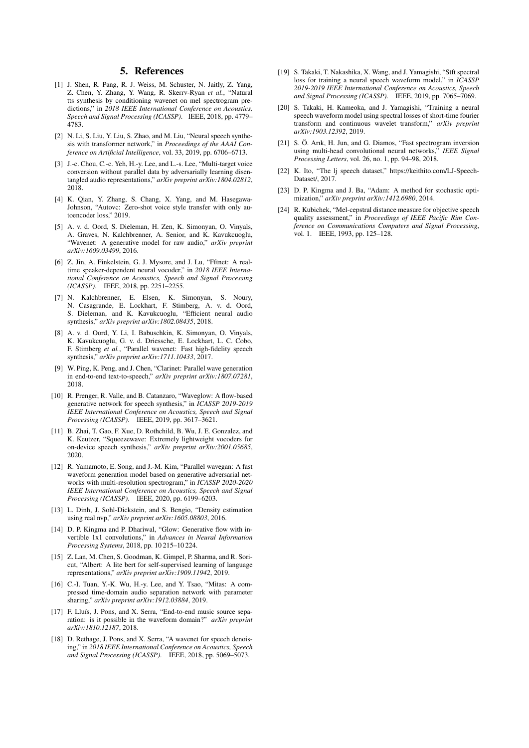## 5. References

[1] J. Shen, R. Pang, R. J. Weiss, M. Schuster, N. Jaitly, Z. Yang, Z. Chen, Y. Zhang, Y. Wang, R. Skerrv-Ryan *et al.*, "Natural tts synthesis by conditioning wavenet on mel spectrogram predictions," in *2018 IEEE International Conference on Acoustics, Speech and Signal Processing (ICASSP)*. IEEE, 2018, pp. 4779–4783.

[2] N. Li, S. Liu, Y. Liu, S. Zhao, and M. Liu, "Neural speech synthesis with transformer network," in *Proceedings of the AAAI Conference on Artificial Intelligence*, vol. 33, 2019, pp. 6706–6713.

[3] J.-c. Chou, C.-c. Yeh, H.-y. Lee, and L.-s. Lee, "Multi-target voice conversion without parallel data by adversarially learning disentangled audio representations," *arXiv preprint arXiv:1804.02812*, 2018.

[4] K. Qian, Y. Zhang, S. Chang, X. Yang, and M. Hasegawa-Johnson, "Autovc: Zero-shot voice style transfer with only autoencoder loss," 2019.

[5] A. v. d. Oord, S. Dieleman, H. Zen, K. Simonyan, O. Vinyals, A. Graves, N. Kalchbrenner, A. Senior, and K. Kavukcuoglu, "Wavenet: A generative model for raw audio," *arXiv preprint arXiv:1609.03499*, 2016.

[6] Z. Jin, A. Finkelstein, G. J. Mysore, and J. Lu, "Fftnet: A real-time speaker-dependent neural vocoder," in *2018 IEEE International Conference on Acoustics, Speech and Signal Processing (ICASSP)*. IEEE, 2018, pp. 2251–2255.

[7] N. Kalchbrenner, E. Elsen, K. Simonyan, S. Noury, N. Casagrande, E. Lockhart, F. Stimberg, A. v. d. Oord, S. Dieleman, and K. Kavukcuoglu, "Efficient neural audio synthesis," *arXiv preprint arXiv:1802.08435*, 2018.

[8] A. v. d. Oord, Y. Li, I. Babuschkin, K. Simonyan, O. Vinyals, K. Kavukcuoglu, G. v. d. Driessche, E. Lockhart, L. C. Cobo, F. Stimberg *et al.*, "Parallel wavenet: Fast high-fidelity speech synthesis," *arXiv preprint arXiv:1711.10433*, 2017.

[9] W. Ping, K. Peng, and J. Chen, "Clarinet: Parallel wave generation in end-to-end text-to-speech," *arXiv preprint arXiv:1807.07281*, 2018.

[10] R. Prenger, R. Valle, and B. Catanzaro, "Waveglow: A flow-based generative network for speech synthesis," in *ICASSP 2019-2019 IEEE International Conference on Acoustics, Speech and Signal Processing (ICASSP)*. IEEE, 2019, pp. 3617–3621.

[11] B. Zhai, T. Gao, F. Xue, D. Rothchild, B. Wu, J. E. Gonzalez, and K. Keutzer, "Squeezewave: Extremely lightweight vocoders for on-device speech synthesis," *arXiv preprint arXiv:2001.05685*, 2020.

[12] R. Yamamoto, E. Song, and J.-M. Kim, "Parallel wavegan: A fast waveform generation model based on generative adversarial networks with multi-resolution spectrogram," in *ICASSP 2020-2020 IEEE International Conference on Acoustics, Speech and Signal Processing (ICASSP)*. IEEE, 2020, pp. 6199–6203.

[13] L. Dinh, J. Sohl-Dickstein, and S. Bengio, "Density estimation using real nvp," *arXiv preprint arXiv:1605.08803*, 2016.

[14] D. P. Kingma and P. Dhariwal, "Glow: Generative flow with invertible 1x1 convolutions," in *Advances in Neural Information Processing Systems*, 2018, pp. 10 215–10 224.

[15] Z. Lan, M. Chen, S. Goodman, K. Gimpel, P. Sharma, and R. Soricut, "Albert: A lite bert for self-supervised learning of language representations," *arXiv preprint arXiv:1909.11942*, 2019.

[16] C.-I. Tuan, Y.-K. Wu, H.-y. Lee, and Y. Tsao, "Mitas: A compressed time-domain audio separation network with parameter sharing," *arXiv preprint arXiv:1912.03884*, 2019.

[17] F. Lluís, J. Pons, and X. Serra, "End-to-end music source separation: is it possible in the waveform domain?" *arXiv preprint arXiv:1810.12187*, 2018.

[18] D. Rethage, J. Pons, and X. Serra, "A wavenet for speech denoising," in *2018 IEEE International Conference on Acoustics, Speech and Signal Processing (ICASSP)*. IEEE, 2018, pp. 5069–5073.

[19] S. Takaki, T. Nakashika, X. Wang, and J. Yamagishi, "Stft spectral loss for training a neural speech waveform model," in *ICASSP 2019-2019 IEEE International Conference on Acoustics, Speech and Signal Processing (ICASSP)*. IEEE, 2019, pp. 7065–7069.

[20] S. Takaki, H. Kameoka, and J. Yamagishi, "Training a neural speech waveform model using spectral losses of short-time fourier transform and continuous wavelet transform," *arXiv preprint arXiv:1903.12392*, 2019.

[21] S. Ö. Arık, H. Jun, and G. Diamos, "Fast spectrogram inversion using multi-head convolutional neural networks," *IEEE Signal Processing Letters*, vol. 26, no. 1, pp. 94–98, 2018.

[22] K. Ito, "The lj speech dataset," https://keithito.com/LJ-Speech-Dataset/, 2017.

[23] D. P. Kingma and J. Ba, "Adam: A method for stochastic optimization," *arXiv preprint arXiv:1412.6980*, 2014.

[24] R. Kubichek, "Mel-cepstral distance measure for objective speech quality assessment," in *Proceedings of IEEE Pacific Rim Conference on Communications Computers and Signal Processing*, vol. 1. IEEE, 1993, pp. 125–128.